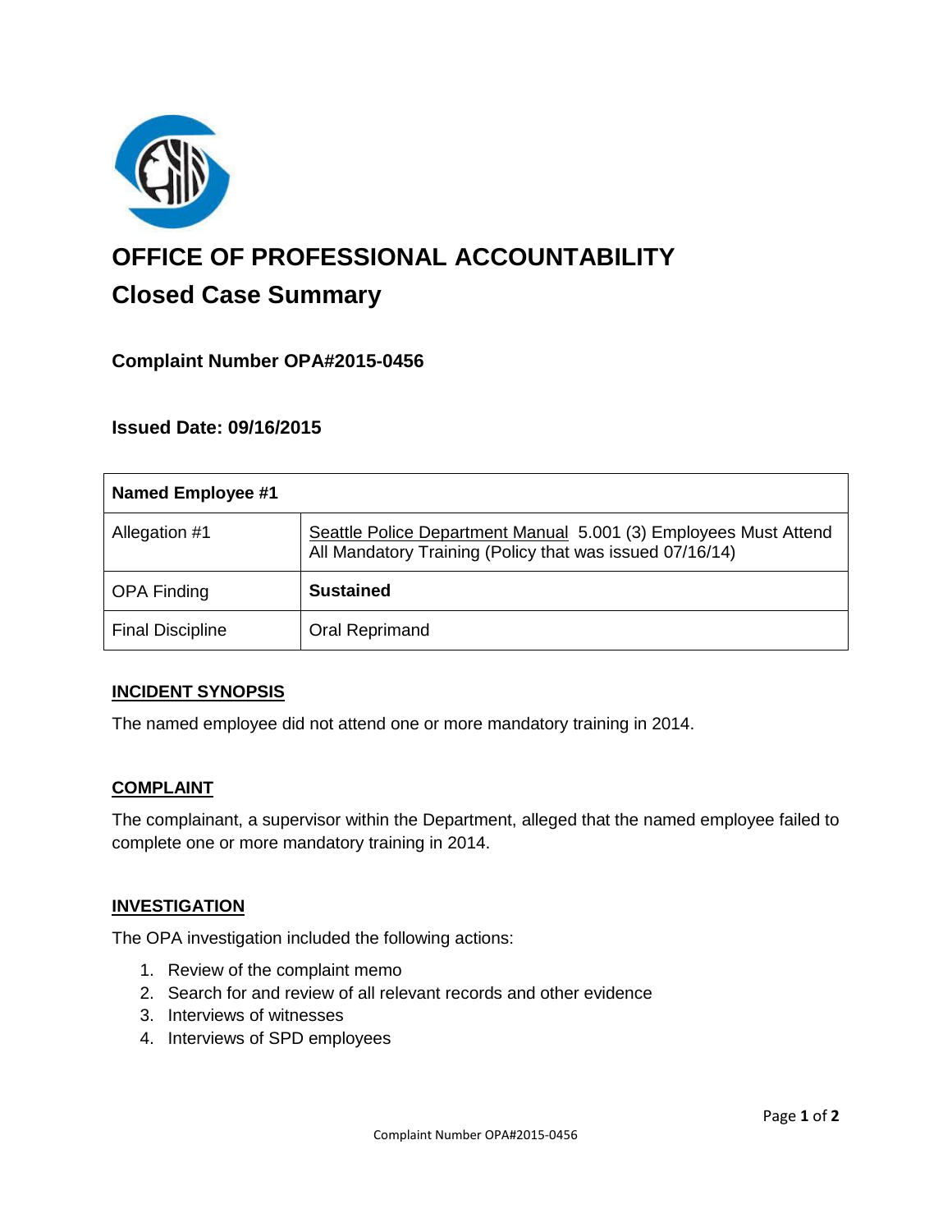# OFFICE OF PROFESSIONAL ACCOUNTABILITY

## Closed Case Summary

### Complaint Number OPA#2015-0456

### Issued Date: 09/16/2015

| Named Employee #1 | |
|---|---|
| Allegation #1 | Seattle Police Department Manual 5.001 (3) Employees Must Attend All Mandatory Training (Policy that was issued 07/16/14) |
| OPA Finding | **Sustained** |
| Final Discipline | Oral Reprimand |

**INCIDENT SYNOPSIS**

The named employee did not attend one or more mandatory training in 2014.

**COMPLAINT**

The complainant, a supervisor within the Department, alleged that the named employee failed to complete one or more mandatory training in 2014.

**INVESTIGATION**

The OPA investigation included the following actions:

1. Review of the complaint memo
2. Search for and review of all relevant records and other evidence
3. Interviews of witnesses
4. Interviews of SPD employees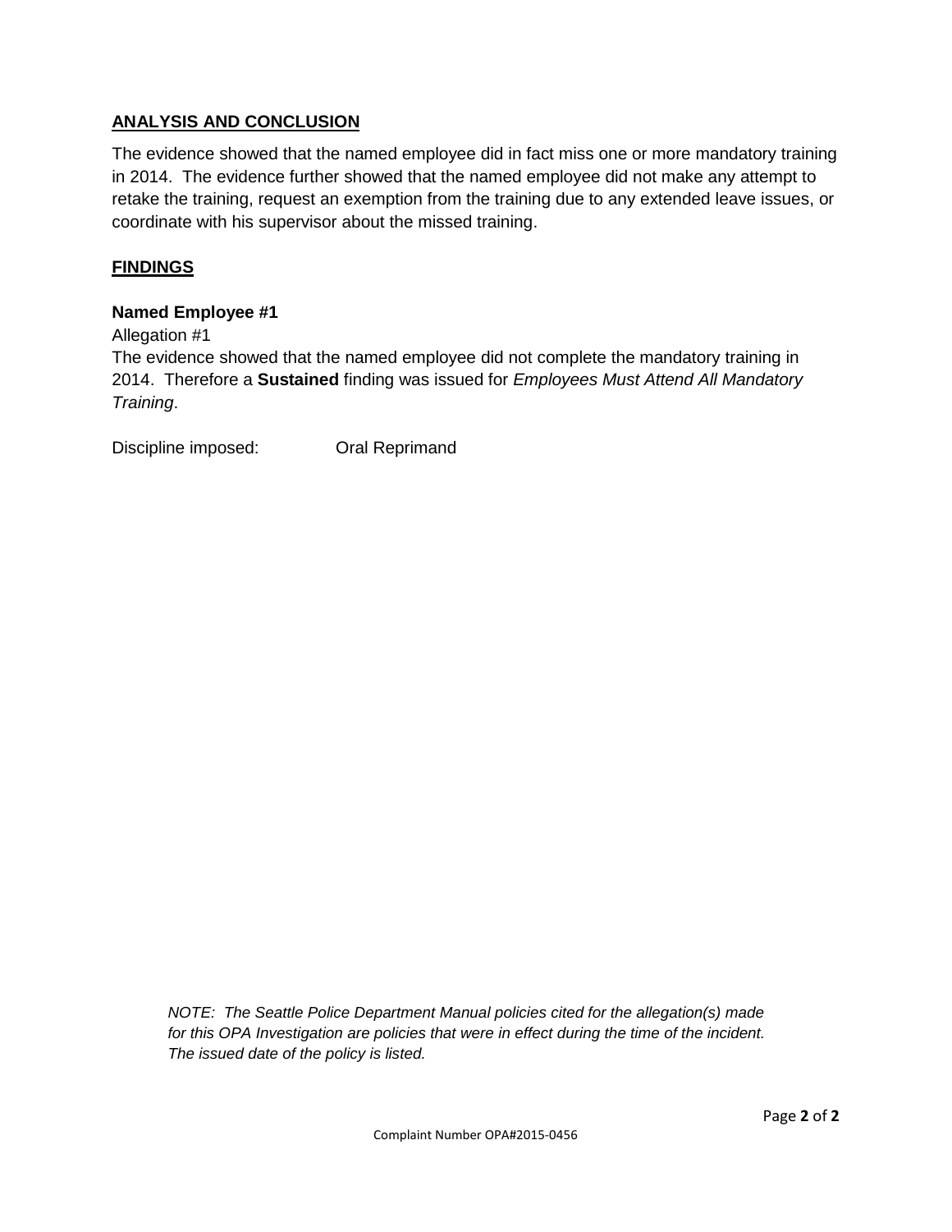## ANALYSIS AND CONCLUSION

The evidence showed that the named employee did in fact miss one or more mandatory training in 2014. The evidence further showed that the named employee did not make any attempt to retake the training, request an exemption from the training due to any extended leave issues, or coordinate with his supervisor about the missed training.

## FINDINGS

**Named Employee #1**

Allegation #1

The evidence showed that the named employee did not complete the mandatory training in 2014. Therefore a **Sustained** finding was issued for *Employees Must Attend All Mandatory Training*.

Discipline imposed: Oral Reprimand

*NOTE: The Seattle Police Department Manual policies cited for the allegation(s) made for this OPA Investigation are policies that were in effect during the time of the incident. The issued date of the policy is listed.*

Complaint Number OPA#2015-0456